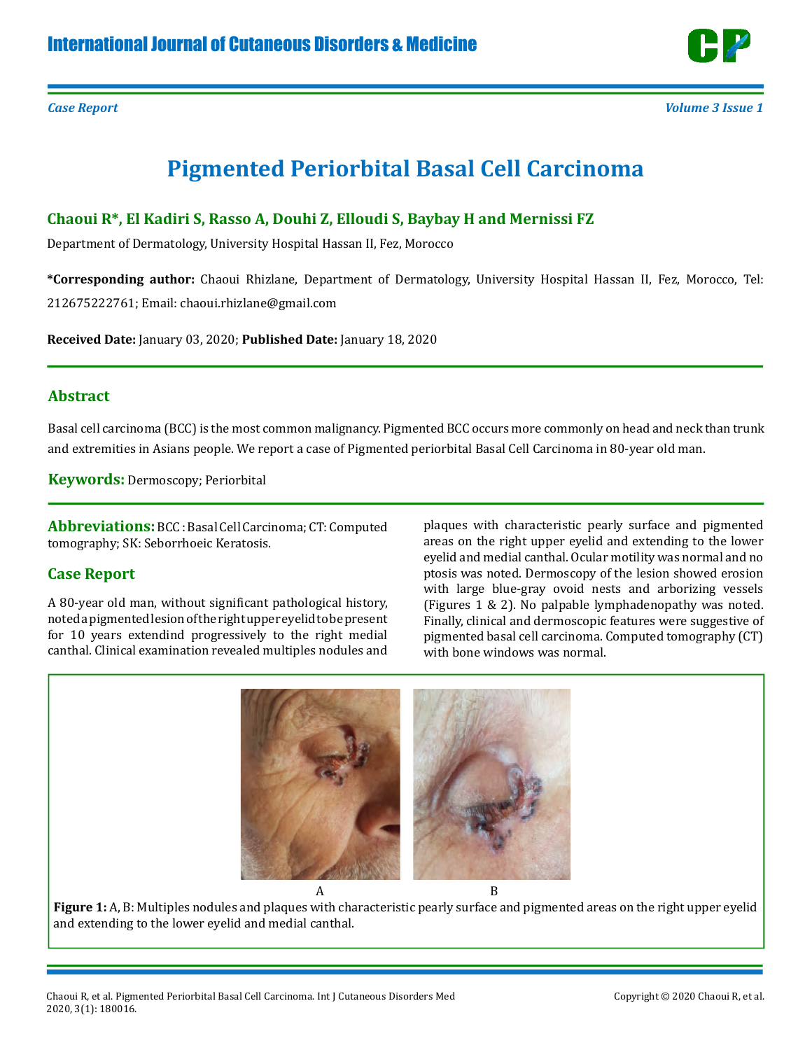*Case Report*

# Pigmented Periorbital Basal Cell Carcinoma

**Chaoui R*, El Kadiri S, Rasso A, Douhi Z, Elloudi S, Baybay H and Mernissi FZ**

Department of Dermatology, University Hospital Hassan II, Fez, Morocco

***Corresponding author:** Chaoui Rhizlane, Department of Dermatology, University Hospital Hassan II, Fez, Morocco, Tel: 212675222761; Email: chaoui.rhizlane@gmail.com

**Received Date:** January 03, 2020; **Published Date:** January 18, 2020

## Abstract

Basal cell carcinoma (BCC) is the most common malignancy. Pigmented BCC occurs more commonly on head and neck than trunk and extremities in Asians people. We report a case of Pigmented periorbital Basal Cell Carcinoma in 80-year old man.

**Keywords:** Dermoscopy; Periorbital

**Abbreviations:** BCC : Basal Cell Carcinoma; CT: Computed tomography; SK: Seborrhoeic Keratosis.

## Case Report

A 80-year old man, without significant pathological history, noted a pigmented lesion of the right upper eyelid to be present for 10 years extendind progressively to the right medial canthal. Clinical examination revealed multiples nodules and plaques with characteristic pearly surface and pigmented areas on the right upper eyelid and extending to the lower eyelid and medial canthal. Ocular motility was normal and no ptosis was noted. Dermoscopy of the lesion showed erosion with large blue-gray ovoid nests and arborizing vessels (Figures 1 & 2). No palpable lymphadenopathy was noted. Finally, clinical and dermoscopic features were suggestive of pigmented basal cell carcinoma. Computed tomography (CT) with bone windows was normal.

A B

**Figure 1:** A, B: Multiples nodules and plaques with characteristic pearly surface and pigmented areas on the right upper eyelid and extending to the lower eyelid and medial canthal.

Chaoui R, et al. Pigmented Periorbital Basal Cell Carcinoma. Int J Cutaneous Disorders Med 2020, 3(1): 180016.

Copyright © 2020 Chaoui R, et al.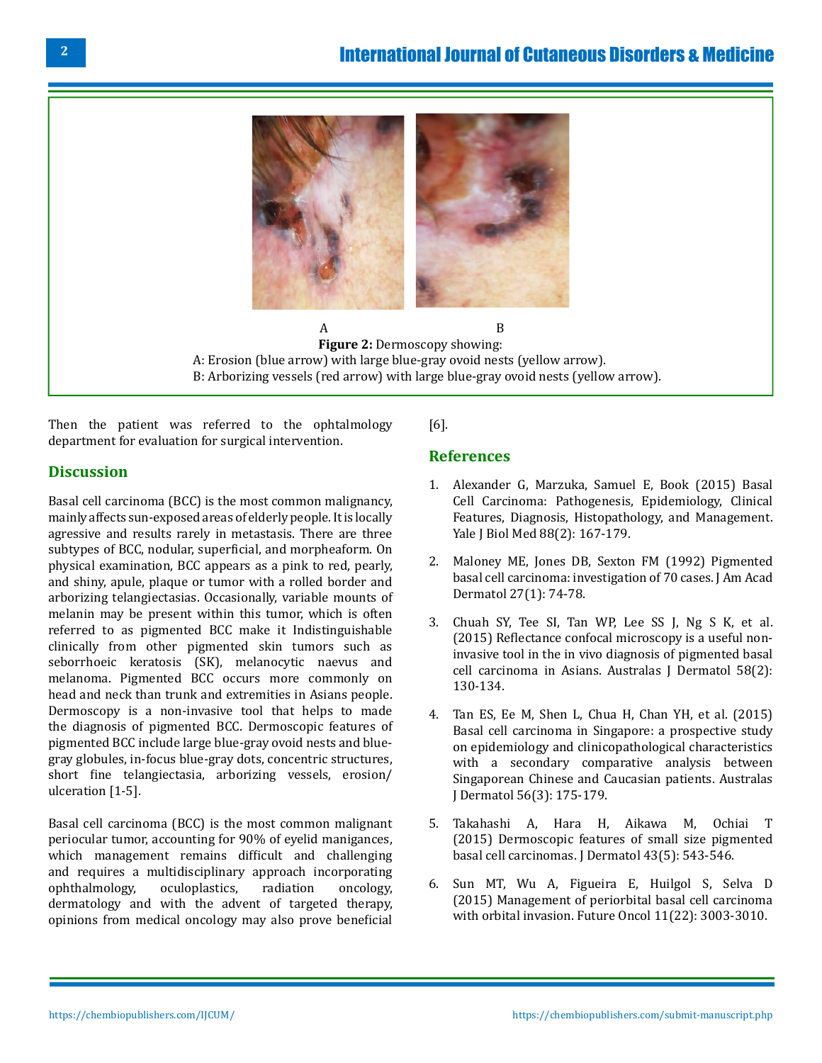A B

**Figure 2:** Dermoscopy showing:
A: Erosion (blue arrow) with large blue-gray ovoid nests (yellow arrow).
B: Arborizing vessels (red arrow) with large blue-gray ovoid nests (yellow arrow).

Then the patient was referred to the ophtalmology department for evaluation for surgical intervention.

## Discussion

Basal cell carcinoma (BCC) is the most common malignancy, mainly affects sun-exposed areas of elderly people. It is locally agressive and results rarely in metastasis. There are three subtypes of BCC, nodular, superficial, and morpheaform. On physical examination, BCC appears as a pink to red, pearly, and shiny, apule, plaque or tumor with a rolled border and arborizing telangiectasias. Occasionally, variable mounts of melanin may be present within this tumor, which is often referred to as pigmented BCC make it Indistinguishable clinically from other pigmented skin tumors such as seborrhoeic keratosis (SK), melanocytic naevus and melanoma. Pigmented BCC occurs more commonly on head and neck than trunk and extremities in Asians people. Dermoscopy is a non-invasive tool that helps to made the diagnosis of pigmented BCC. Dermoscopic features of pigmented BCC include large blue-gray ovoid nests and blue-gray globules, in-focus blue-gray dots, concentric structures, short fine telangiectasia, arborizing vessels, erosion/ulceration [1-5].

Basal cell carcinoma (BCC) is the most common malignant periocular tumor, accounting for 90% of eyelid manigances, which management remains difficult and challenging and requires a multidisciplinary approach incorporating ophthalmology, oculoplastics, radiation oncology, dermatology and with the advent of targeted therapy, opinions from medical oncology may also prove beneficial [6].

## References

1. Alexander G, Marzuka, Samuel E, Book (2015) Basal Cell Carcinoma: Pathogenesis, Epidemiology, Clinical Features, Diagnosis, Histopathology, and Management. Yale J Biol Med 88(2): 167-179.
2. Maloney ME, Jones DB, Sexton FM (1992) Pigmented basal cell carcinoma: investigation of 70 cases. J Am Acad Dermatol 27(1): 74-78.
3. Chuah SY, Tee SI, Tan WP, Lee SS J, Ng S K, et al. (2015) Reflectance confocal microscopy is a useful non-invasive tool in the in vivo diagnosis of pigmented basal cell carcinoma in Asians. Australas J Dermatol 58(2): 130-134.
4. Tan ES, Ee M, Shen L, Chua H, Chan YH, et al. (2015) Basal cell carcinoma in Singapore: a prospective study on epidemiology and clinicopathological characteristics with a secondary comparative analysis between Singaporean Chinese and Caucasian patients. Australas J Dermatol 56(3): 175-179.
5. Takahashi A, Hara H, Aikawa M, Ochiai T (2015) Dermoscopic features of small size pigmented basal cell carcinomas. J Dermatol 43(5): 543-546.
6. Sun MT, Wu A, Figueira E, Huilgol S, Selva D (2015) Management of periorbital basal cell carcinoma with orbital invasion. Future Oncol 11(22): 3003-3010.